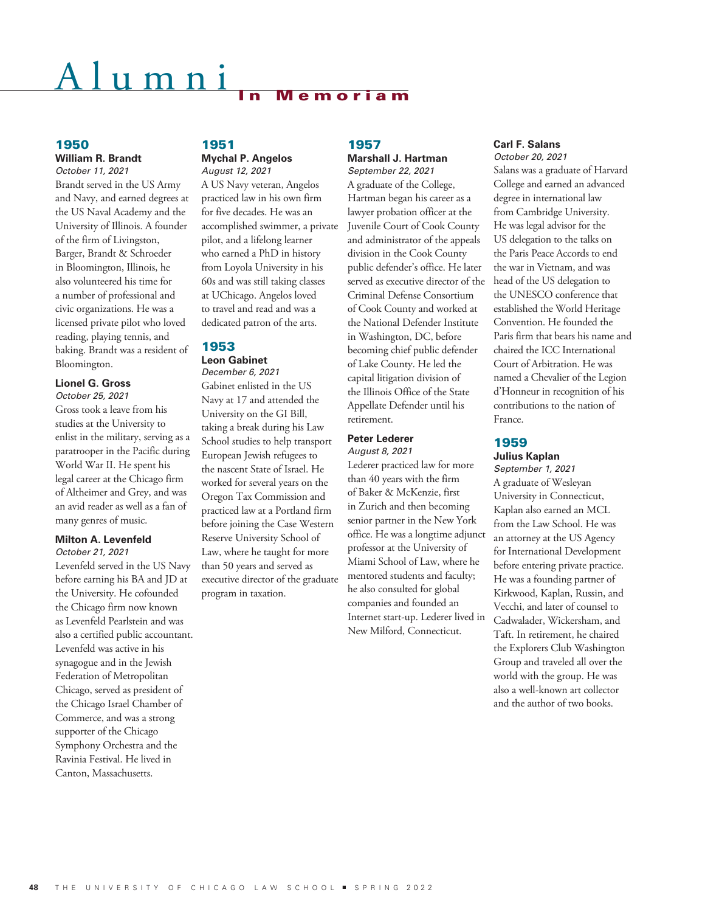# Alumni In Memoriam

## 1950

### William R. Brandt

*October 11, 2021*

Brandt served in the US Army and Navy, and earned degrees at the US Naval Academy and the University of Illinois. A founder of the firm of Livingston, Barger, Brandt & Schroeder in Bloomington, Illinois, he also volunteered his time for a number of professional and civic organizations. He was a licensed private pilot who loved reading, playing tennis, and baking. Brandt was a resident of Bloomington.

### Lionel G. Gross

*October 25, 2021*

Gross took a leave from his studies at the University to enlist in the military, serving as a paratrooper in the Pacific during World War II. He spent his legal career at the Chicago firm of Altheimer and Grey, and was an avid reader as well as a fan of many genres of music.

### Milton A. Levenfeld

*October 21, 2021*

Levenfeld served in the US Navy before earning his BA and JD at the University. He cofounded the Chicago firm now known as Levenfeld Pearlstein and was also a certified public accountant. Levenfeld was active in his synagogue and in the Jewish Federation of Metropolitan Chicago, served as president of the Chicago Israel Chamber of Commerce, and was a strong supporter of the Chicago Symphony Orchestra and the Ravinia Festival. He lived in Canton, Massachusetts.

## 1951

### Mychal P. Angelos

*August 12, 2021*

A US Navy veteran, Angelos practiced law in his own firm for five decades. He was an accomplished swimmer, a private pilot, and a lifelong learner who earned a PhD in history from Loyola University in his 60s and was still taking classes at UChicago. Angelos loved to travel and read and was a dedicated patron of the arts.

## 1953

### Leon Gabinet

*December 6, 2021*

Gabinet enlisted in the US Navy at 17 and attended the University on the GI Bill, taking a break during his Law School studies to help transport European Jewish refugees to the nascent State of Israel. He worked for several years on the Oregon Tax Commission and practiced law at a Portland firm before joining the Case Western Reserve University School of Law, where he taught for more than 50 years and served as executive director of the graduate program in taxation.

## 1957

### Marshall J. Hartman

*September 22, 2021*

A graduate of the College, Hartman began his career as a lawyer probation officer at the Juvenile Court of Cook County and administrator of the appeals division in the Cook County public defender's office. He later served as executive director of the Criminal Defense Consortium of Cook County and worked at the National Defender Institute in Washington, DC, before becoming chief public defender of Lake County. He led the capital litigation division of the Illinois Office of the State Appellate Defender until his retirement.

### Peter Lederer

*August 8, 2021*

Lederer practiced law for more than 40 years with the firm of Baker & McKenzie, first in Zurich and then becoming senior partner in the New York office. He was a longtime adjunct professor at the University of Miami School of Law, where he mentored students and faculty; he also consulted for global companies and founded an Internet start-up. Lederer lived in New Milford, Connecticut.

### Carl F. Salans

*October 20, 2021*

Salans was a graduate of Harvard College and earned an advanced degree in international law from Cambridge University. He was legal advisor for the US delegation to the talks on the Paris Peace Accords to end the war in Vietnam, and was head of the US delegation to the UNESCO conference that established the World Heritage Convention. He founded the Paris firm that bears his name and chaired the ICC International Court of Arbitration. He was named a Chevalier of the Legion d'Honneur in recognition of his contributions to the nation of France.

## 1959

### Julius Kaplan

*September 1, 2021*

A graduate of Wesleyan University in Connecticut, Kaplan also earned an MCL from the Law School. He was an attorney at the US Agency for International Development before entering private practice. He was a founding partner of Kirkwood, Kaplan, Russin, and Vecchi, and later of counsel to Cadwalader, Wickersham, and Taft. In retirement, he chaired the Explorers Club Washington Group and traveled all over the world with the group. He was also a well-known art collector and the author of two books.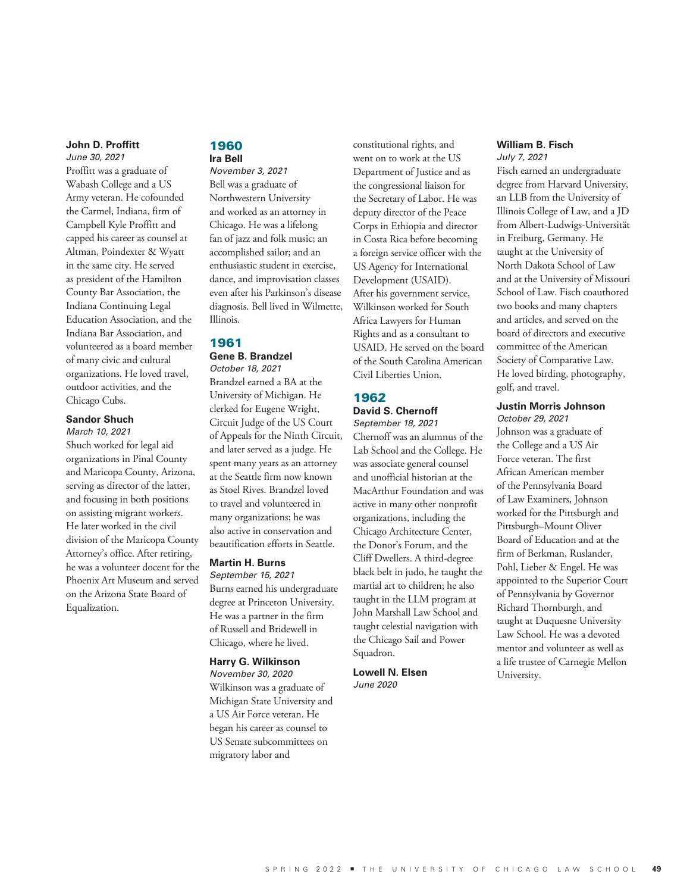**John D. Proffitt**
*June 30, 2021*
Proffitt was a graduate of Wabash College and a US Army veteran. He cofounded the Carmel, Indiana, firm of Campbell Kyle Proffitt and capped his career as counsel at Altman, Poindexter & Wyatt in the same city. He served as president of the Hamilton County Bar Association, the Indiana Continuing Legal Education Association, and the Indiana Bar Association, and volunteered as a board member of many civic and cultural organizations. He loved travel, outdoor activities, and the Chicago Cubs.

**Sandor Shuch**
*March 10, 2021*
Shuch worked for legal aid organizations in Pinal County and Maricopa County, Arizona, serving as director of the latter, and focusing in both positions on assisting migrant workers. He later worked in the civil division of the Maricopa County Attorney's office. After retiring, he was a volunteer docent for the Phoenix Art Museum and served on the Arizona State Board of Equalization.

## 1960

**Ira Bell**
*November 3, 2021*
Bell was a graduate of Northwestern University and worked as an attorney in Chicago. He was a lifelong fan of jazz and folk music; an accomplished sailor; and an enthusiastic student in exercise, dance, and improvisation classes even after his Parkinson's disease diagnosis. Bell lived in Wilmette, Illinois.

## 1961

**Gene B. Brandzel**
*October 18, 2021*
Brandzel earned a BA at the University of Michigan. He clerked for Eugene Wright, Circuit Judge of the US Court of Appeals for the Ninth Circuit, and later served as a judge. He spent many years as an attorney at the Seattle firm now known as Stoel Rives. Brandzel loved to travel and volunteered in many organizations; he was also active in conservation and beautification efforts in Seattle.

**Martin H. Burns**
*September 15, 2021*
Burns earned his undergraduate degree at Princeton University. He was a partner in the firm of Russell and Bridewell in Chicago, where he lived.

**Harry G. Wilkinson**
*November 30, 2020*
Wilkinson was a graduate of Michigan State University and a US Air Force veteran. He began his career as counsel to US Senate subcommittees on migratory labor and constitutional rights, and went on to work at the US Department of Justice and as the congressional liaison for the Secretary of Labor. He was deputy director of the Peace Corps in Ethiopia and director in Costa Rica before becoming a foreign service officer with the US Agency for International Development (USAID). After his government service, Wilkinson worked for South Africa Lawyers for Human Rights and as a consultant to USAID. He served on the board of the South Carolina American Civil Liberties Union.

## 1962

**David S. Chernoff**
*September 18, 2021*
Chernoff was an alumnus of the Lab School and the College. He was associate general counsel and unofficial historian at the MacArthur Foundation and was active in many other nonprofit organizations, including the Chicago Architecture Center, the Donor's Forum, and the Cliff Dwellers. A third-degree black belt in judo, he taught the martial art to children; he also taught in the LLM program at John Marshall Law School and taught celestial navigation with the Chicago Sail and Power Squadron.

**Lowell N. Elsen**
*June 2020*

**William B. Fisch**
*July 7, 2021*
Fisch earned an undergraduate degree from Harvard University, an LLB from the University of Illinois College of Law, and a JD from Albert-Ludwigs-Universität in Freiburg, Germany. He taught at the University of North Dakota School of Law and at the University of Missouri School of Law. Fisch coauthored two books and many chapters and articles, and served on the board of directors and executive committee of the American Society of Comparative Law. He loved birding, photography, golf, and travel.

**Justin Morris Johnson**
*October 29, 2021*
Johnson was a graduate of the College and a US Air Force veteran. The first African American member of the Pennsylvania Board of Law Examiners, Johnson worked for the Pittsburgh and Pittsburgh–Mount Oliver Board of Education and at the firm of Berkman, Ruslander, Pohl, Lieber & Engel. He was appointed to the Superior Court of Pennsylvania by Governor Richard Thornburgh, and taught at Duquesne University Law School. He was a devoted mentor and volunteer as well as a life trustee of Carnegie Mellon University.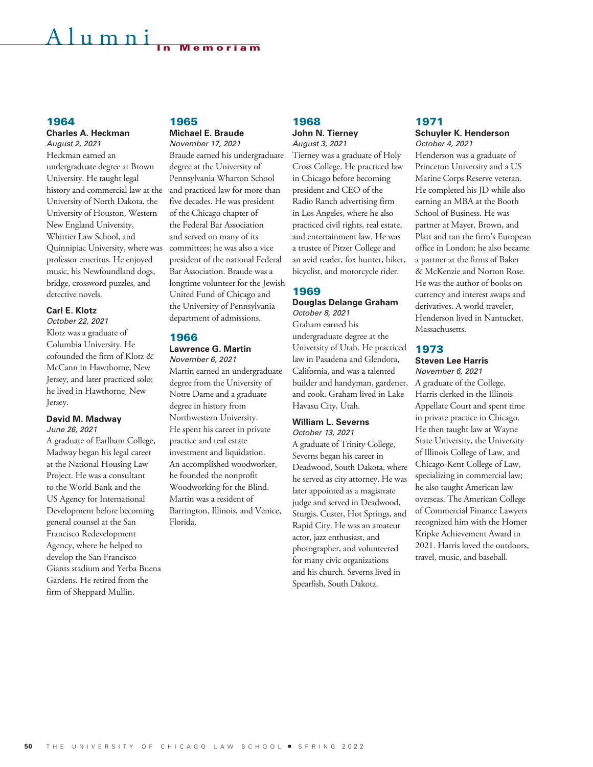# Alumni In Memoriam

## 1964

### Charles A. Heckman

*August 2, 2021*

Heckman earned an undergraduate degree at Brown University. He taught legal history and commercial law at the University of North Dakota, the University of Houston, Western New England University, Whittier Law School, and Quinnipiac University, where was professor emeritus. He enjoyed music, his Newfoundland dogs, bridge, crossword puzzles, and detective novels.

### Carl E. Klotz

*October 22, 2021*

Klotz was a graduate of Columbia University. He cofounded the firm of Klotz & McCann in Hawthorne, New Jersey, and later practiced solo; he lived in Hawthorne, New Jersey.

### David M. Madway

*June 26, 2021*

A graduate of Earlham College, Madway began his legal career at the National Housing Law Project. He was a consultant to the World Bank and the US Agency for International Development before becoming general counsel at the San Francisco Redevelopment Agency, where he helped to develop the San Francisco Giants stadium and Yerba Buena Gardens. He retired from the firm of Sheppard Mullin.

## 1965

### Michael E. Braude

*November 17, 2021*

Braude earned his undergraduate degree at the University of Pennsylvania Wharton School and practiced law for more than five decades. He was president of the Chicago chapter of the Federal Bar Association and served on many of its committees; he was also a vice president of the national Federal Bar Association. Braude was a longtime volunteer for the Jewish United Fund of Chicago and the University of Pennsylvania department of admissions.

## 1966

### Lawrence G. Martin

*November 6, 2021*

Martin earned an undergraduate degree from the University of Notre Dame and a graduate degree in history from Northwestern University. He spent his career in private practice and real estate investment and liquidation. An accomplished woodworker, he founded the nonprofit Woodworking for the Blind. Martin was a resident of Barrington, Illinois, and Venice, Florida.

## 1968

### John N. Tierney

*August 3, 2021*

Tierney was a graduate of Holy Cross College. He practiced law in Chicago before becoming president and CEO of the Radio Ranch advertising firm in Los Angeles, where he also practiced civil rights, real estate, and entertainment law. He was a trustee of Pitzer College and an avid reader, fox hunter, hiker, bicyclist, and motorcycle rider.

## 1969

### Douglas Delange Graham

*October 8, 2021*

Graham earned his undergraduate degree at the University of Utah. He practiced law in Pasadena and Glendora, California, and was a talented builder and handyman, gardener, and cook. Graham lived in Lake Havasu City, Utah.

### William L. Severns

*October 13, 2021*

A graduate of Trinity College, Severns began his career in Deadwood, South Dakota, where he served as city attorney. He was later appointed as a magistrate judge and served in Deadwood, Sturgis, Custer, Hot Springs, and Rapid City. He was an amateur actor, jazz enthusiast, and photographer, and volunteered for many civic organizations and his church. Severns lived in Spearfish, South Dakota.

## 1971

### Schuyler K. Henderson

*October 4, 2021*

Henderson was a graduate of Princeton University and a US Marine Corps Reserve veteran. He completed his JD while also earning an MBA at the Booth School of Business. He was partner at Mayer, Brown, and Platt and ran the firm's European office in London; he also became a partner at the firms of Baker & McKenzie and Norton Rose. He was the author of books on currency and interest swaps and derivatives. A world traveler, Henderson lived in Nantucket, Massachusetts.

## 1973

### Steven Lee Harris

*November 6, 2021*

A graduate of the College, Harris clerked in the Illinois Appellate Court and spent time in private practice in Chicago. He then taught law at Wayne State University, the University of Illinois College of Law, and Chicago-Kent College of Law, specializing in commercial law; he also taught American law overseas. The American College of Commercial Finance Lawyers recognized him with the Homer Kripke Achievement Award in 2021. Harris loved the outdoors, travel, music, and baseball.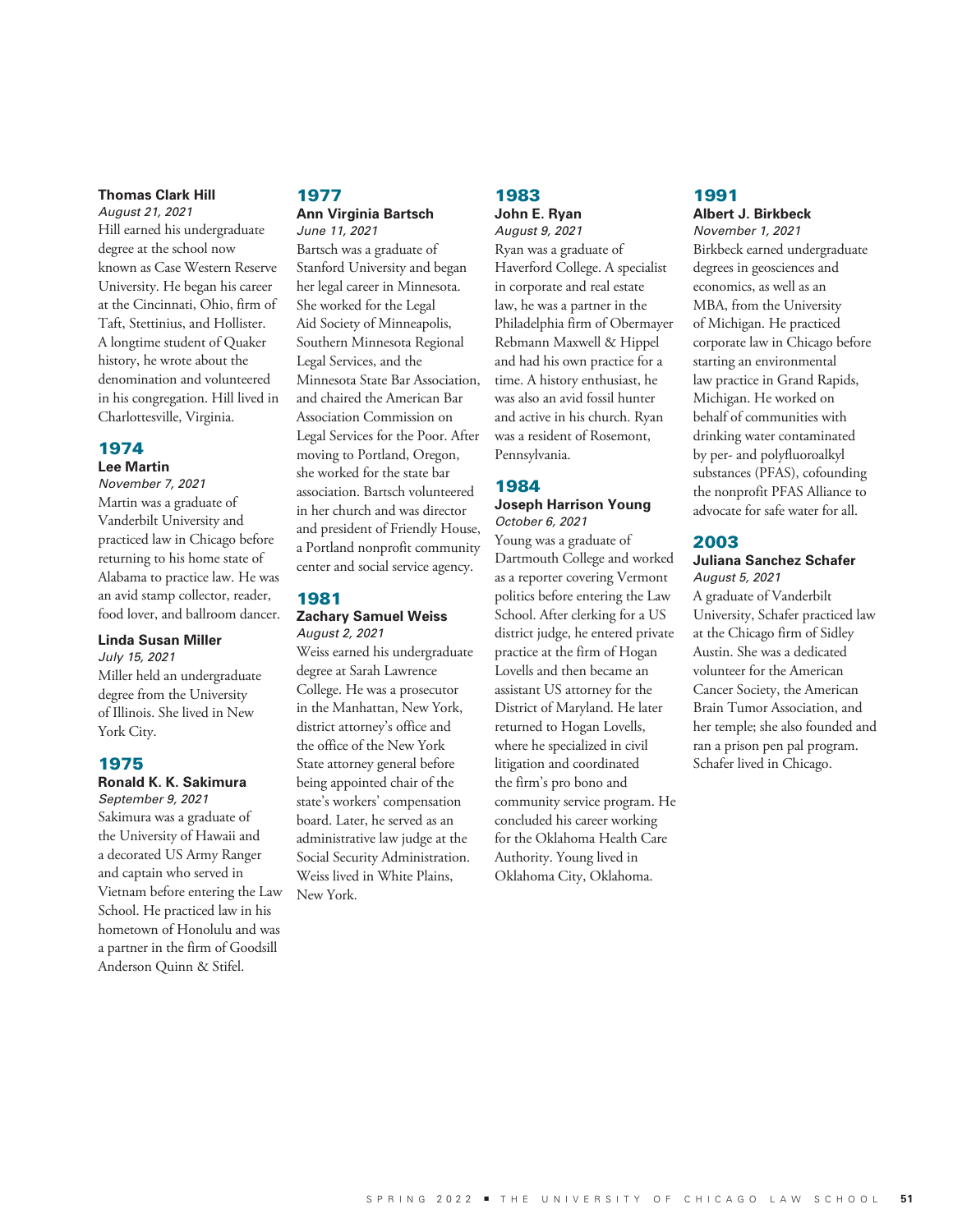**Thomas Clark Hill**

*August 21, 2021*

Hill earned his undergraduate degree at the school now known as Case Western Reserve University. He began his career at the Cincinnati, Ohio, firm of Taft, Stettinius, and Hollister. A longtime student of Quaker history, he wrote about the denomination and volunteered in his congregation. Hill lived in Charlottesville, Virginia.

## 1974

**Lee Martin**

*November 7, 2021*

Martin was a graduate of Vanderbilt University and practiced law in Chicago before returning to his home state of Alabama to practice law. He was an avid stamp collector, reader, food lover, and ballroom dancer.

**Linda Susan Miller**

*July 15, 2021*

Miller held an undergraduate degree from the University of Illinois. She lived in New York City.

## 1975

**Ronald K. K. Sakimura**

*September 9, 2021*

Sakimura was a graduate of the University of Hawaii and a decorated US Army Ranger and captain who served in Vietnam before entering the Law School. He practiced law in his hometown of Honolulu and was a partner in the firm of Goodsill Anderson Quinn & Stifel.

## 1977

**Ann Virginia Bartsch**

*June 11, 2021*

Bartsch was a graduate of Stanford University and began her legal career in Minnesota. She worked for the Legal Aid Society of Minneapolis, Southern Minnesota Regional Legal Services, and the Minnesota State Bar Association, and chaired the American Bar Association Commission on Legal Services for the Poor. After moving to Portland, Oregon, she worked for the state bar association. Bartsch volunteered in her church and was director and president of Friendly House, a Portland nonprofit community center and social service agency.

## 1981

**Zachary Samuel Weiss**

*August 2, 2021*

Weiss earned his undergraduate degree at Sarah Lawrence College. He was a prosecutor in the Manhattan, New York, district attorney's office and the office of the New York State attorney general before being appointed chair of the state's workers' compensation board. Later, he served as an administrative law judge at the Social Security Administration. Weiss lived in White Plains, New York.

## 1983

**John E. Ryan**

*August 9, 2021*

Ryan was a graduate of Haverford College. A specialist in corporate and real estate law, he was a partner in the Philadelphia firm of Obermayer Rebmann Maxwell & Hippel and had his own practice for a time. A history enthusiast, he was also an avid fossil hunter and active in his church. Ryan was a resident of Rosemont, Pennsylvania.

## 1984

**Joseph Harrison Young**

*October 6, 2021*

Young was a graduate of Dartmouth College and worked as a reporter covering Vermont politics before entering the Law School. After clerking for a US district judge, he entered private practice at the firm of Hogan Lovells and then became an assistant US attorney for the District of Maryland. He later returned to Hogan Lovells, where he specialized in civil litigation and coordinated the firm's pro bono and community service program. He concluded his career working for the Oklahoma Health Care Authority. Young lived in Oklahoma City, Oklahoma.

## 1991

**Albert J. Birkbeck**

*November 1, 2021*

Birkbeck earned undergraduate degrees in geosciences and economics, as well as an MBA, from the University of Michigan. He practiced corporate law in Chicago before starting an environmental law practice in Grand Rapids, Michigan. He worked on behalf of communities with drinking water contaminated by per- and polyfluoroalkyl substances (PFAS), cofounding the nonprofit PFAS Alliance to advocate for safe water for all.

## 2003

**Juliana Sanchez Schafer**

*August 5, 2021*

A graduate of Vanderbilt University, Schafer practiced law at the Chicago firm of Sidley Austin. She was a dedicated volunteer for the American Cancer Society, the American Brain Tumor Association, and her temple; she also founded and ran a prison pen pal program. Schafer lived in Chicago.